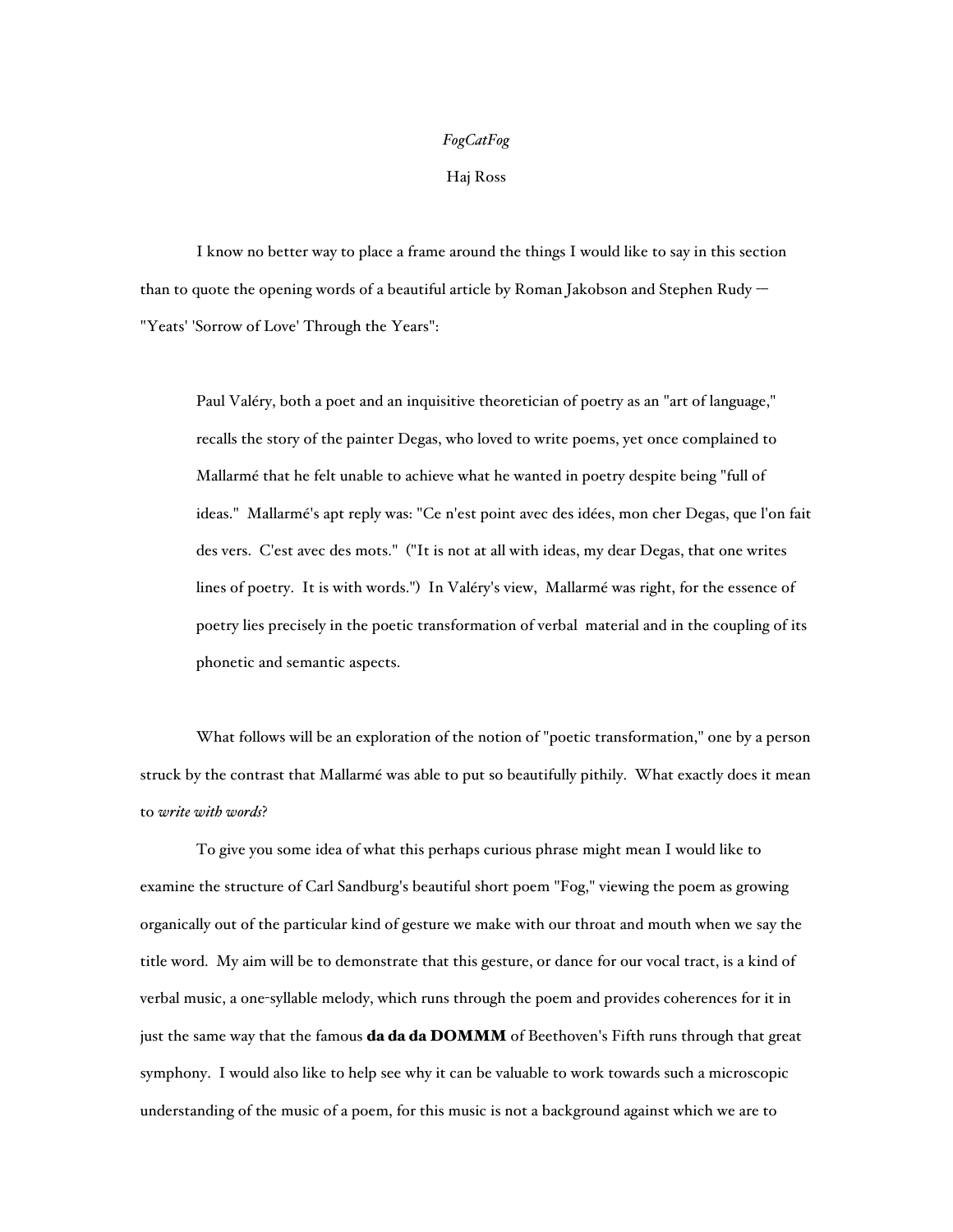*FogCatFog*

Haj Ross

I know no better way to place a frame around the things I would like to say in this section than to quote the opening words of a beautiful article by Roman Jakobson and Stephen Rudy — "Yeats' 'Sorrow of Love' Through the Years":

> Paul Valéry, both a poet and an inquisitive theoretician of poetry as an "art of language," recalls the story of the painter Degas, who loved to write poems, yet once complained to Mallarmé that he felt unable to achieve what he wanted in poetry despite being "full of ideas." Mallarmé's apt reply was: "Ce n'est point avec des idées, mon cher Degas, que l'on fait des vers. C'est avec des mots." ("It is not at all with ideas, my dear Degas, that one writes lines of poetry. It is with words.") In Valéry's view, Mallarmé was right, for the essence of poetry lies precisely in the poetic transformation of verbal material and in the coupling of its phonetic and semantic aspects.

What follows will be an exploration of the notion of "poetic transformation," one by a person struck by the contrast that Mallarmé was able to put so beautifully pithily. What exactly does it mean to *write with words*?

To give you some idea of what this perhaps curious phrase might mean I would like to examine the structure of Carl Sandburg's beautiful short poem "Fog," viewing the poem as growing organically out of the particular kind of gesture we make with our throat and mouth when we say the title word. My aim will be to demonstrate that this gesture, or dance for our vocal tract, is a kind of verbal music, a one-syllable melody, which runs through the poem and provides coherences for it in just the same way that the famous **da da da DOMMM** of Beethoven's Fifth runs through that great symphony. I would also like to help see why it can be valuable to work towards such a microscopic understanding of the music of a poem, for this music is not a background against which we are to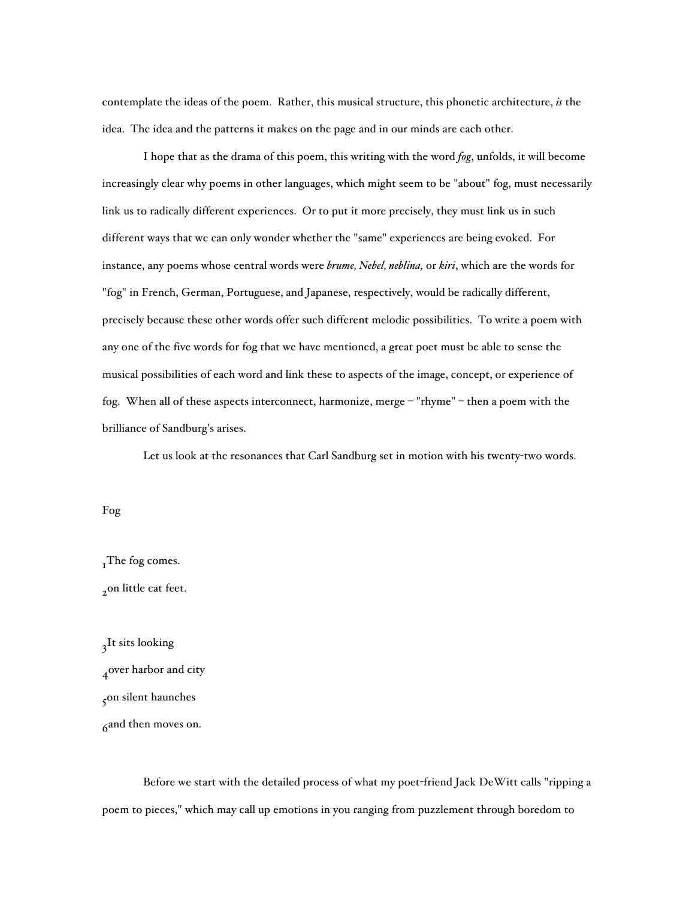contemplate the ideas of the poem. Rather, this musical structure, this phonetic architecture, *is* the idea. The idea and the patterns it makes on the page and in our minds are each other.

I hope that as the drama of this poem, this writing with the word *fog*, unfolds, it will become increasingly clear why poems in other languages, which might seem to be "about" fog, must necessarily link us to radically different experiences. Or to put it more precisely, they must link us in such different ways that we can only wonder whether the "same" experiences are being evoked. For instance, any poems whose central words were ***brume, Nebel, neblina,*** or ***kiri***, which are the words for "fog" in French, German, Portuguese, and Japanese, respectively, would be radically different, precisely because these other words offer such different melodic possibilities. To write a poem with any one of the five words for fog that we have mentioned, a great poet must be able to sense the musical possibilities of each word and link these to aspects of the image, concept, or experience of fog. When all of these aspects interconnect, harmonize, merge – "rhyme" – then a poem with the brilliance of Sandburg's arises.

Let us look at the resonances that Carl Sandburg set in motion with his twenty-two words.

Fog

$_{1}$The fog comes.
$_{2}$on little cat feet.

$_{3}$It sits looking
$_{4}$over harbor and city
$_{5}$on silent haunches
$_{6}$and then moves on.

Before we start with the detailed process of what my poet-friend Jack DeWitt calls "ripping a poem to pieces," which may call up emotions in you ranging from puzzlement through boredom to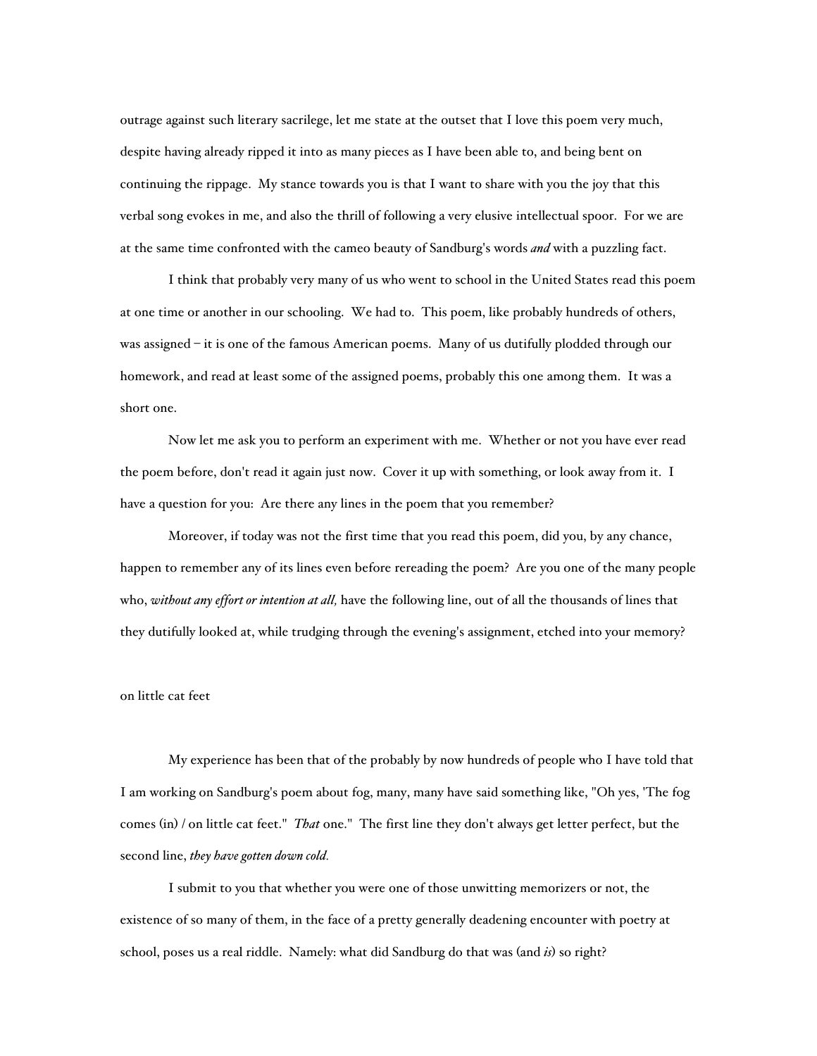outrage against such literary sacrilege, let me state at the outset that I love this poem very much, despite having already ripped it into as many pieces as I have been able to, and being bent on continuing the rippage. My stance towards you is that I want to share with you the joy that this verbal song evokes in me, and also the thrill of following a very elusive intellectual spoor. For we are at the same time confronted with the cameo beauty of Sandburg's words ***and*** with a puzzling fact.

I think that probably very many of us who went to school in the United States read this poem at one time or another in our schooling. We had to. This poem, like probably hundreds of others, was assigned – it is one of the famous American poems. Many of us dutifully plodded through our homework, and read at least some of the assigned poems, probably this one among them. It was a short one.

Now let me ask you to perform an experiment with me. Whether or not you have ever read the poem before, don't read it again just now. Cover it up with something, or look away from it. I have a question for you: Are there any lines in the poem that you remember?

Moreover, if today was not the first time that you read this poem, did you, by any chance, happen to remember any of its lines even before rereading the poem? Are you one of the many people who, *without any effort or intention at all,* have the following line, out of all the thousands of lines that they dutifully looked at, while trudging through the evening's assignment, etched into your memory?

on little cat feet

My experience has been that of the probably by now hundreds of people who I have told that I am working on Sandburg's poem about fog, many, many have said something like, "Oh yes, 'The fog comes (in) / on little cat feet." *That* one." The first line they don't always get letter perfect, but the second line, *they have gotten down cold.*

I submit to you that whether you were one of those unwitting memorizers or not, the existence of so many of them, in the face of a pretty generally deadening encounter with poetry at school, poses us a real riddle. Namely: what did Sandburg do that was (and *is*) so right?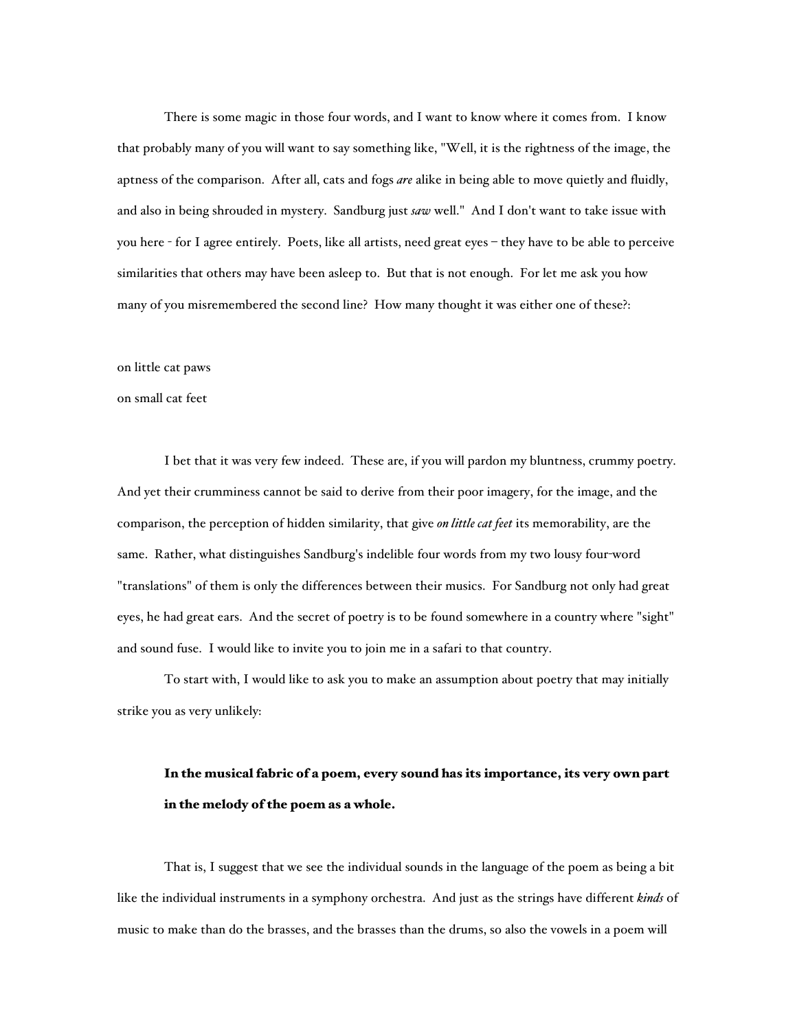There is some magic in those four words, and I want to know where it comes from. I know that probably many of you will want to say something like, "Well, it is the rightness of the image, the aptness of the comparison. After all, cats and fogs *are* alike in being able to move quietly and fluidly, and also in being shrouded in mystery. Sandburg just *saw* well." And I don't want to take issue with you here - for I agree entirely. Poets, like all artists, need great eyes – they have to be able to perceive similarities that others may have been asleep to. But that is not enough. For let me ask you how many of you misremembered the second line? How many thought it was either one of these?:

on little cat paws
on small cat feet

I bet that it was very few indeed. These are, if you will pardon my bluntness, crummy poetry. And yet their crumminess cannot be said to derive from their poor imagery, for the image, and the comparison, the perception of hidden similarity, that give *on little cat feet* its memorability, are the same. Rather, what distinguishes Sandburg's indelible four words from my two lousy four-word "translations" of them is only the differences between their musics. For Sandburg not only had great eyes, he had great ears. And the secret of poetry is to be found somewhere in a country where "sight" and sound fuse. I would like to invite you to join me in a safari to that country.

To start with, I would like to ask you to make an assumption about poetry that may initially strike you as very unlikely:

> **In the musical fabric of a poem, every sound has its importance, its very own part in the melody of the poem as a whole.**

That is, I suggest that we see the individual sounds in the language of the poem as being a bit like the individual instruments in a symphony orchestra. And just as the strings have different *kinds* of music to make than do the brasses, and the brasses than the drums, so also the vowels in a poem will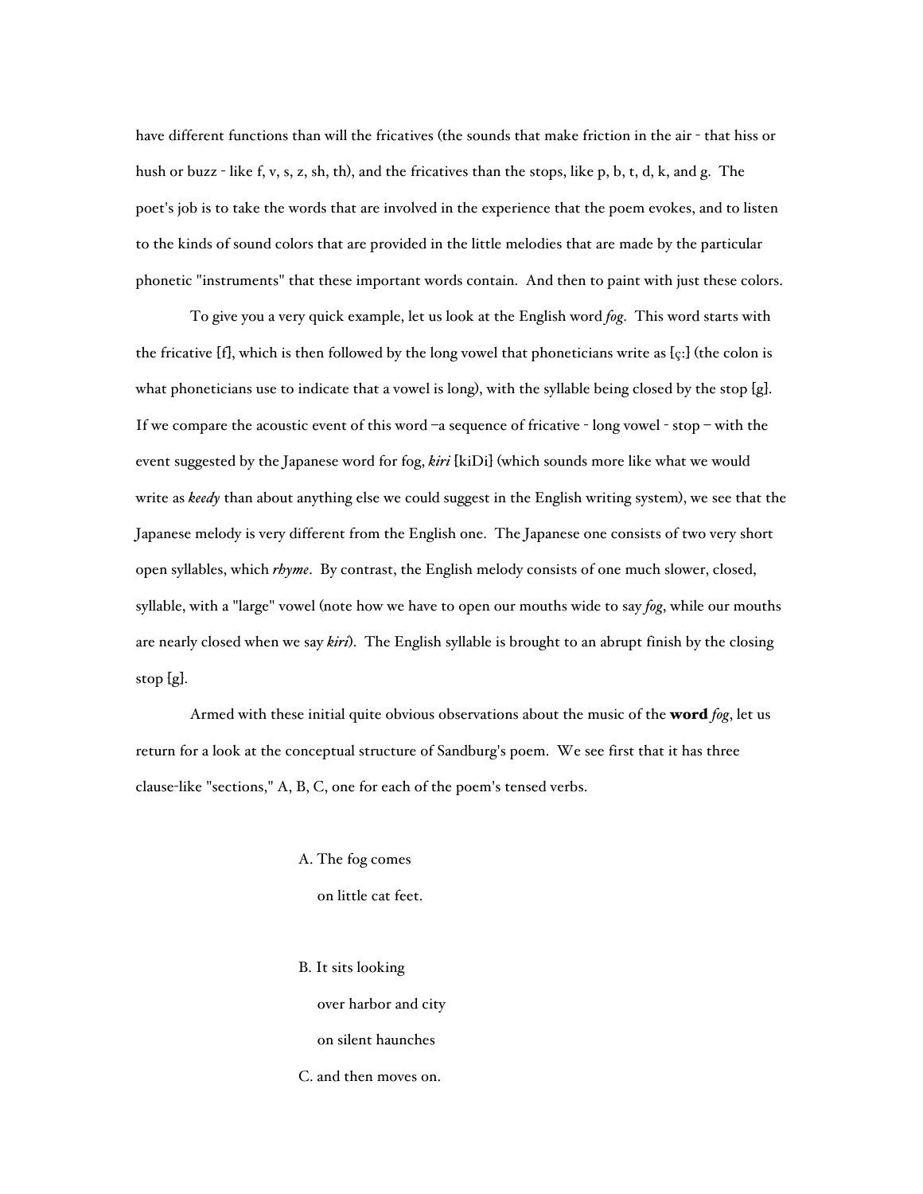have different functions than will the fricatives (the sounds that make friction in the air - that hiss or hush or buzz - like f, v, s, z, sh, th), and the fricatives than the stops, like p, b, t, d, k, and g. The poet's job is to take the words that are involved in the experience that the poem evokes, and to listen to the kinds of sound colors that are provided in the little melodies that are made by the particular phonetic "instruments" that these important words contain. And then to paint with just these colors.

To give you a very quick example, let us look at the English word *fog*. This word starts with the fricative [f], which is then followed by the long vowel that phoneticians write as [ç:] (the colon is what phoneticians use to indicate that a vowel is long), with the syllable being closed by the stop [g]. If we compare the acoustic event of this word –a sequence of fricative - long vowel - stop – with the event suggested by the Japanese word for fog, ***kiri*** [kiDi] (which sounds more like what we would write as ***keedy*** than about anything else we could suggest in the English writing system), we see that the Japanese melody is very different from the English one. The Japanese one consists of two very short open syllables, which *rhyme*. By contrast, the English melody consists of one much slower, closed, syllable, with a "large" vowel (note how we have to open our mouths wide to say *fog*, while our mouths are nearly closed when we say *kiri*). The English syllable is brought to an abrupt finish by the closing stop [g].

Armed with these initial quite obvious observations about the music of the **word** *fog*, let us return for a look at the conceptual structure of Sandburg's poem. We see first that it has three clause-like "sections," A, B, C, one for each of the poem's tensed verbs.

A. The fog comes
on little cat feet.

B. It sits looking
over harbor and city
on silent haunches

C. and then moves on.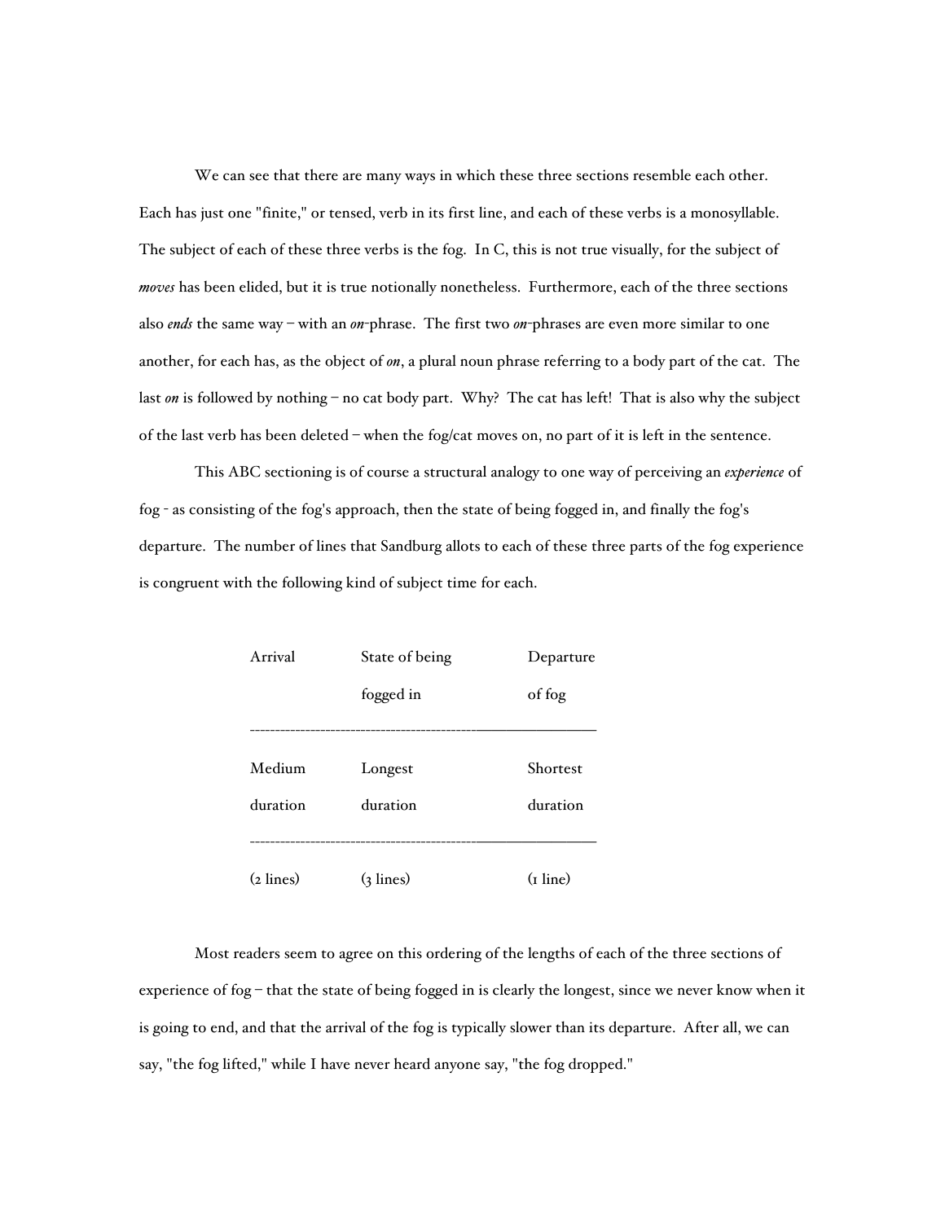We can see that there are many ways in which these three sections resemble each other. Each has just one "finite," or tensed, verb in its first line, and each of these verbs is a monosyllable. The subject of each of these three verbs is the fog. In C, this is not true visually, for the subject of *moves* has been elided, but it is true notionally nonetheless. Furthermore, each of the three sections also *ends* the same way – with an *on*-phrase. The first two *on*-phrases are even more similar to one another, for each has, as the object of *on*, a plural noun phrase referring to a body part of the cat. The last *on* is followed by nothing – no cat body part. Why? The cat has left! That is also why the subject of the last verb has been deleted – when the fog/cat moves on, no part of it is left in the sentence.

This ABC sectioning is of course a structural analogy to one way of perceiving an *experience* of fog - as consisting of the fog's approach, then the state of being fogged in, and finally the fog's departure. The number of lines that Sandburg allots to each of these three parts of the fog experience is congruent with the following kind of subject time for each.

| Arrival | State of being fogged in | Departure of fog |
|---|---|---|
| Medium duration | Longest duration | Shortest duration |
| (2 lines) | (3 lines) | (1 line) |

Most readers seem to agree on this ordering of the lengths of each of the three sections of experience of fog – that the state of being fogged in is clearly the longest, since we never know when it is going to end, and that the arrival of the fog is typically slower than its departure. After all, we can say, "the fog lifted," while I have never heard anyone say, "the fog dropped."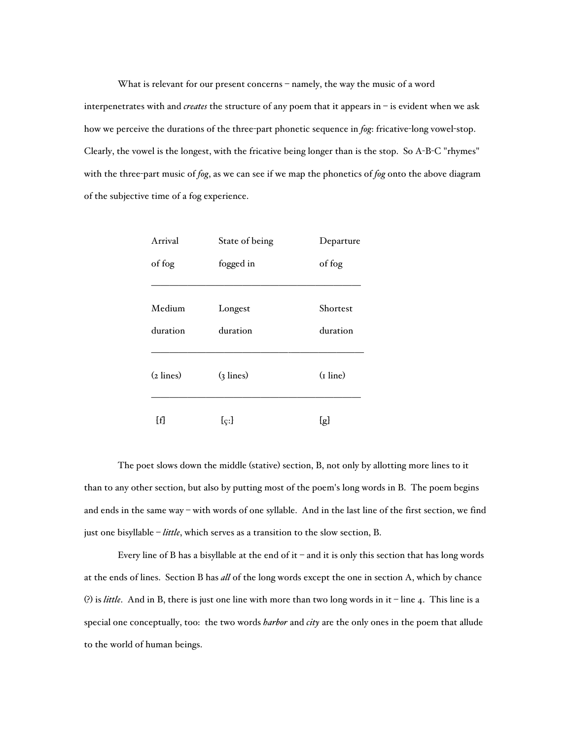What is relevant for our present concerns – namely, the way the music of a word interpenetrates with and *creates* the structure of any poem that it appears in – is evident when we ask how we perceive the durations of the three-part phonetic sequence in *fog*: fricative-long vowel-stop. Clearly, the vowel is the longest, with the fricative being longer than is the stop. So A-B-C "rhymes" with the three-part music of *fog*, as we can see if we map the phonetics of *fog* onto the above diagram of the subjective time of a fog experience.

| Arrival of fog | State of being fogged in | Departure of fog |
|---|---|---|
| Medium duration | Longest duration | Shortest duration |
| (2 lines) | (3 lines) | (1 line) |
| [f] | [ɔ:] | [g] |

The poet slows down the middle (stative) section, B, not only by allotting more lines to it than to any other section, but also by putting most of the poem's long words in B. The poem begins and ends in the same way – with words of one syllable. And in the last line of the first section, we find just one bisyllable – *little*, which serves as a transition to the slow section, B.

Every line of B has a bisyllable at the end of it – and it is only this section that has long words at the ends of lines. Section B has ***all*** of the long words except the one in section A, which by chance (?) is *little*. And in B, there is just one line with more than two long words in it – line 4. This line is a special one conceptually, too: the two words *harbor* and *city* are the only ones in the poem that allude to the world of human beings.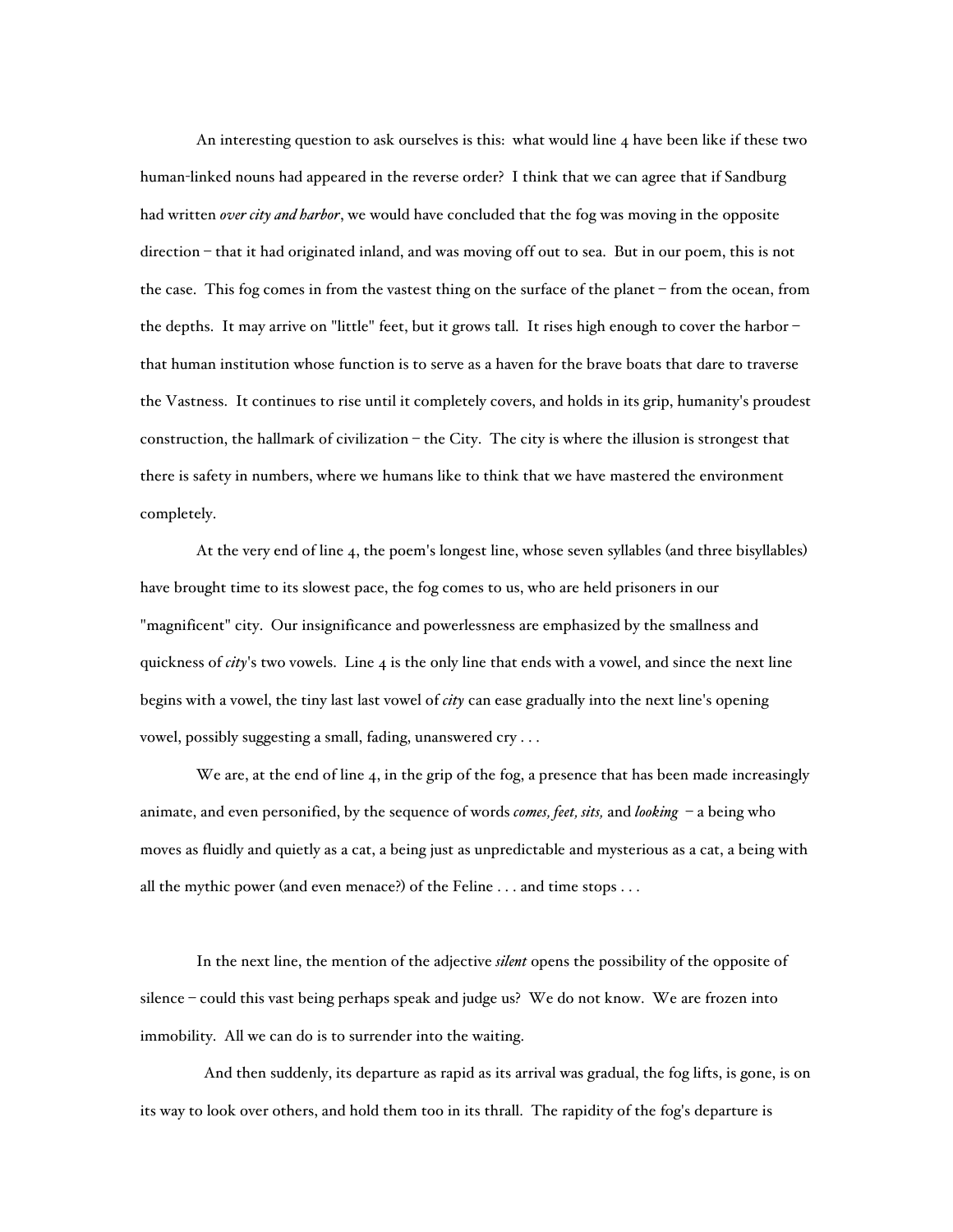An interesting question to ask ourselves is this: what would line 4 have been like if these two human-linked nouns had appeared in the reverse order? I think that we can agree that if Sandburg had written *over city and harbor*, we would have concluded that the fog was moving in the opposite direction – that it had originated inland, and was moving off out to sea. But in our poem, this is not the case. This fog comes in from the vastest thing on the surface of the planet – from the ocean, from the depths. It may arrive on "little" feet, but it grows tall. It rises high enough to cover the harbor – that human institution whose function is to serve as a haven for the brave boats that dare to traverse the Vastness. It continues to rise until it completely covers, and holds in its grip, humanity's proudest construction, the hallmark of civilization – the City. The city is where the illusion is strongest that there is safety in numbers, where we humans like to think that we have mastered the environment completely.

At the very end of line 4, the poem's longest line, whose seven syllables (and three bisyllables) have brought time to its slowest pace, the fog comes to us, who are held prisoners in our "magnificent" city. Our insignificance and powerlessness are emphasized by the smallness and quickness of *city*'s two vowels. Line 4 is the only line that ends with a vowel, and since the next line begins with a vowel, the tiny last last vowel of *city* can ease gradually into the next line's opening vowel, possibly suggesting a small, fading, unanswered cry . . .

We are, at the end of line 4, in the grip of the fog, a presence that has been made increasingly animate, and even personified, by the sequence of words *comes, feet, sits,* and *looking* – a being who moves as fluidly and quietly as a cat, a being just as unpredictable and mysterious as a cat, a being with all the mythic power (and even menace?) of the Feline . . . and time stops . . .

In the next line, the mention of the adjective *silent* opens the possibility of the opposite of silence – could this vast being perhaps speak and judge us? We do not know. We are frozen into immobility. All we can do is to surrender into the waiting.

And then suddenly, its departure as rapid as its arrival was gradual, the fog lifts, is gone, is on its way to look over others, and hold them too in its thrall. The rapidity of the fog's departure is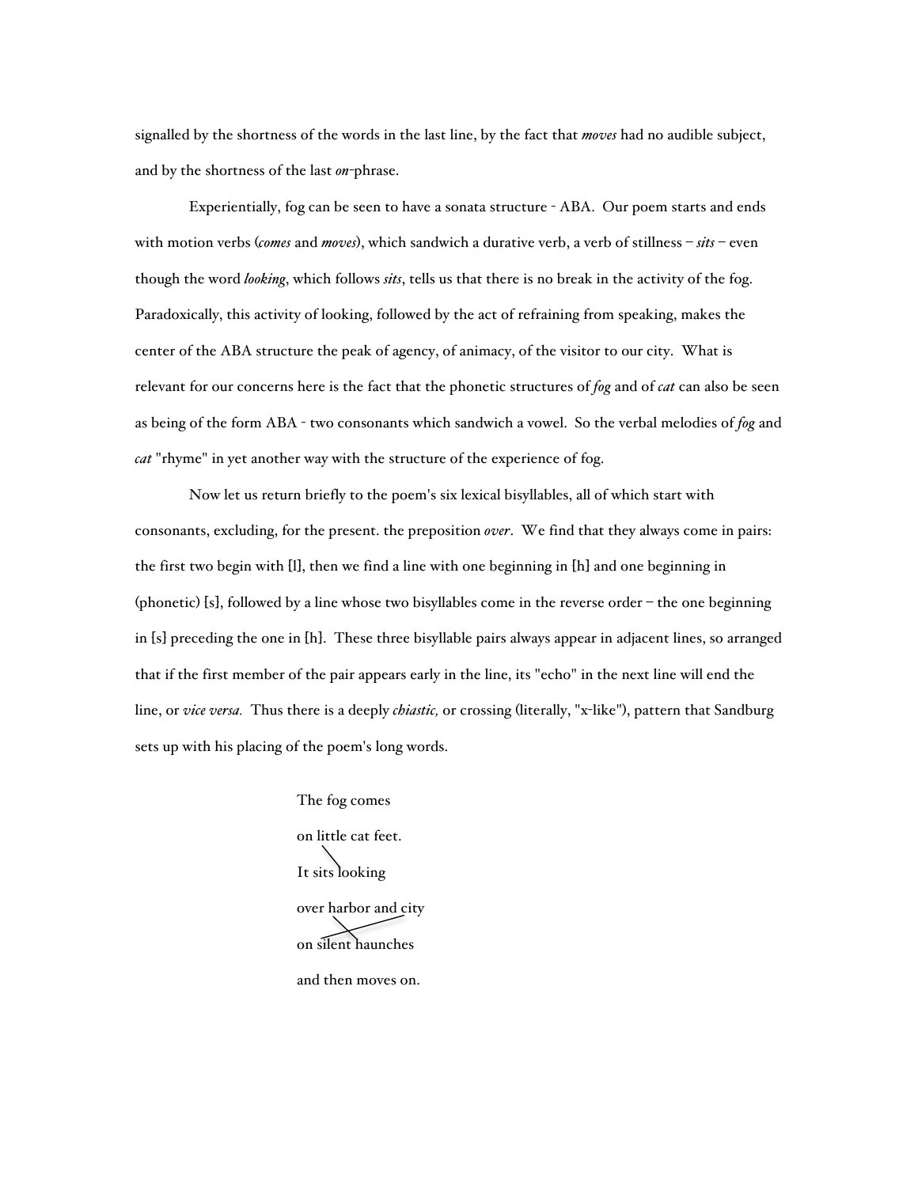signalled by the shortness of the words in the last line, by the fact that *moves* had no audible subject, and by the shortness of the last *on*-phrase.

Experientially, fog can be seen to have a sonata structure - ABA. Our poem starts and ends with motion verbs (*comes* and *moves*), which sandwich a durative verb, a verb of stillness – *sits* – even though the word *looking*, which follows *sits*, tells us that there is no break in the activity of the fog. Paradoxically, this activity of looking, followed by the act of refraining from speaking, makes the center of the ABA structure the peak of agency, of animacy, of the visitor to our city. What is relevant for our concerns here is the fact that the phonetic structures of *fog* and of *cat* can also be seen as being of the form ABA - two consonants which sandwich a vowel. So the verbal melodies of *fog* and *cat* "rhyme" in yet another way with the structure of the experience of fog.

Now let us return briefly to the poem's six lexical bisyllables, all of which start with consonants, excluding, for the present. the preposition *over*. We find that they always come in pairs: the first two begin with [l], then we find a line with one beginning in [h] and one beginning in (phonetic) [s], followed by a line whose two bisyllables come in the reverse order – the one beginning in [s] preceding the one in [h]. These three bisyllable pairs always appear in adjacent lines, so arranged that if the first member of the pair appears early in the line, its "echo" in the next line will end the line, or *vice versa.* Thus there is a deeply *chiastic,* or crossing (literally, "x-like"), pattern that Sandburg sets up with his placing of the poem's long words.

The fog comes
on little cat feet.
It sits looking
over harbor and city
on silent haunches
and then moves on.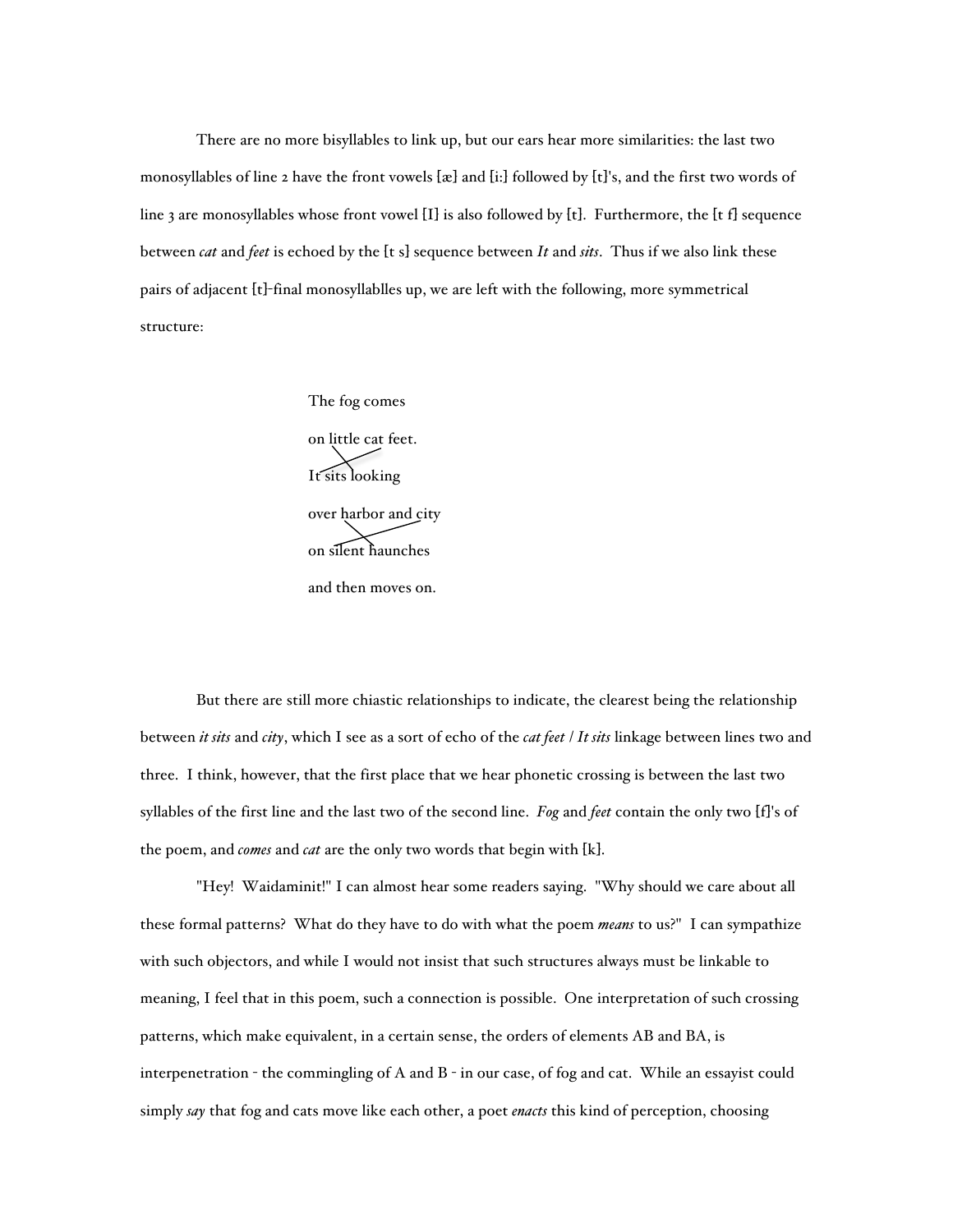There are no more bisyllables to link up, but our ears hear more similarities: the last two monosyllables of line 2 have the front vowels [æ] and [i:] followed by [t]'s, and the first two words of line 3 are monosyllables whose front vowel [I] is also followed by [t]. Furthermore, the [t f] sequence between *cat* and *feet* is echoed by the [t s] sequence between *It* and *sits*. Thus if we also link these pairs of adjacent [t]-final monosyllablles up, we are left with the following, more symmetrical structure:

> The fog comes
>
> on little cat feet.
>
> It sits looking
>
> over harbor and city
>
> on silent haunches
>
> and then moves on.

But there are still more chiastic relationships to indicate, the clearest being the relationship between *it sits* and *city*, which I see as a sort of echo of the *cat feet / It sits* linkage between lines two and three. I think, however, that the first place that we hear phonetic crossing is between the last two syllables of the first line and the last two of the second line. *Fog* and *feet* contain the only two [f]'s of the poem, and *comes* and *cat* are the only two words that begin with [k].

"Hey! Waidaminit!" I can almost hear some readers saying. "Why should we care about all these formal patterns? What do they have to do with what the poem *means* to us?" I can sympathize with such objectors, and while I would not insist that such structures always must be linkable to meaning, I feel that in this poem, such a connection is possible. One interpretation of such crossing patterns, which make equivalent, in a certain sense, the orders of elements AB and BA, is interpenetration - the commingling of A and B - in our case, of fog and cat. While an essayist could simply *say* that fog and cats move like each other, a poet *enacts* this kind of perception, choosing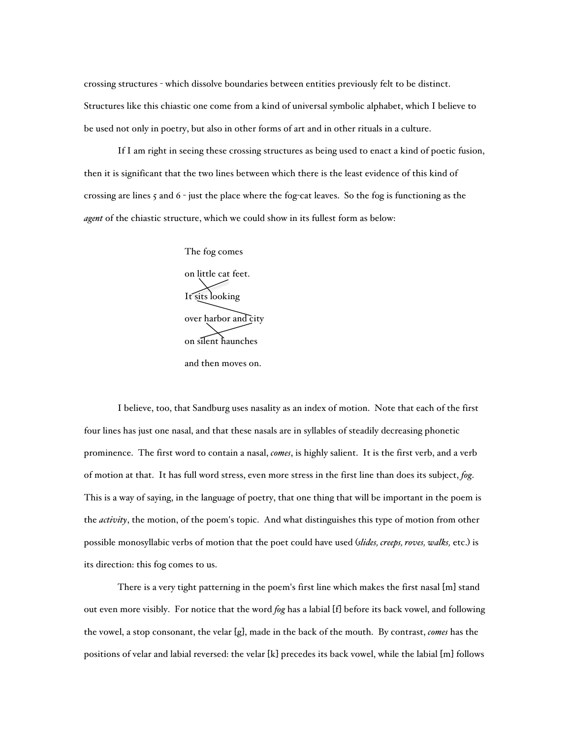crossing structures - which dissolve boundaries between entities previously felt to be distinct. Structures like this chiastic one come from a kind of universal symbolic alphabet, which I believe to be used not only in poetry, but also in other forms of art and in other rituals in a culture.

If I am right in seeing these crossing structures as being used to enact a kind of poetic fusion, then it is significant that the two lines between which there is the least evidence of this kind of crossing are lines 5 and 6 - just the place where the fog-cat leaves. So the fog is functioning as the *agent* of the chiastic structure, which we could show in its fullest form as below:

The fog comes  
on little cat feet.  
It sits looking  
over harbor and city  
on silent haunches  
and then moves on.

I believe, too, that Sandburg uses nasality as an index of motion. Note that each of the first four lines has just one nasal, and that these nasals are in syllables of steadily decreasing phonetic prominence. The first word to contain a nasal, *comes*, is highly salient. It is the first verb, and a verb of motion at that. It has full word stress, even more stress in the first line than does its subject, *fog*. This is a way of saying, in the language of poetry, that one thing that will be important in the poem is the *activity*, the motion, of the poem's topic. And what distinguishes this type of motion from other possible monosyllabic verbs of motion that the poet could have used (*slides, creeps, roves, walks,* etc.) is its direction: this fog comes to us.

There is a very tight patterning in the poem's first line which makes the first nasal [m] stand out even more visibly. For notice that the word *fog* has a labial [f] before its back vowel, and following the vowel, a stop consonant, the velar [g], made in the back of the mouth. By contrast, *comes* has the positions of velar and labial reversed: the velar [k] precedes its back vowel, while the labial [m] follows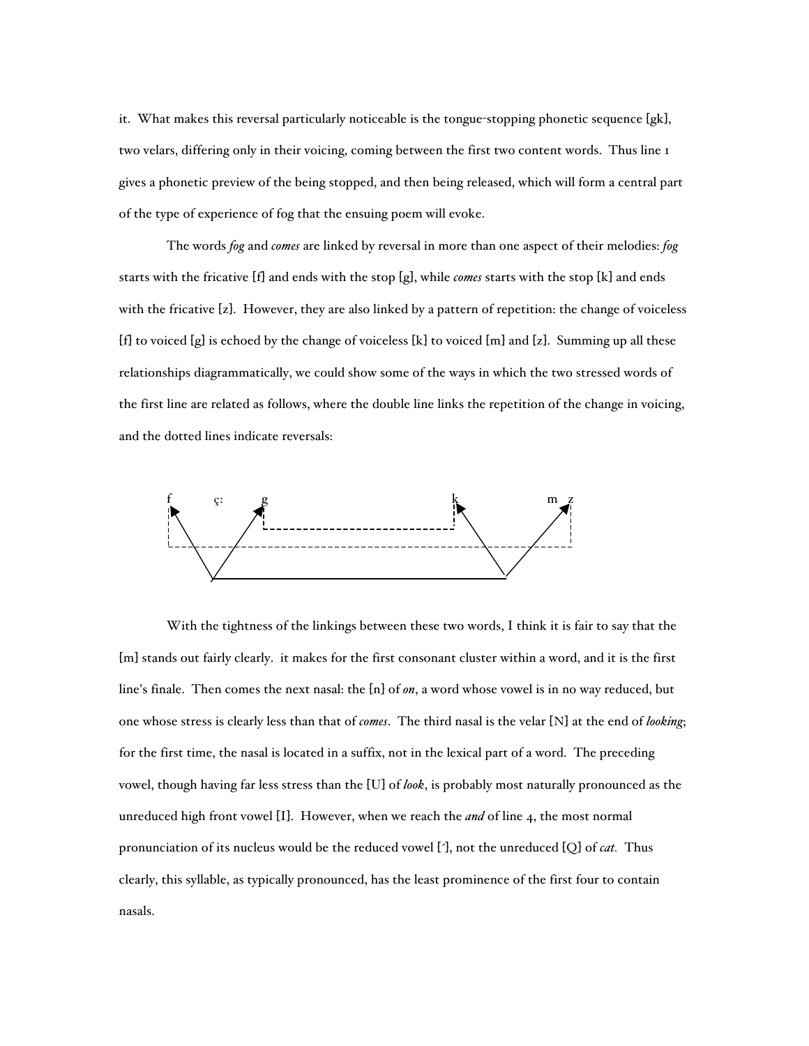it. What makes this reversal particularly noticeable is the tongue-stopping phonetic sequence [gk], two velars, differing only in their voicing, coming between the first two content words. Thus line 1 gives a phonetic preview of the being stopped, and then being released, which will form a central part of the type of experience of fog that the ensuing poem will evoke.

The words *fog* and *comes* are linked by reversal in more than one aspect of their melodies: *fog* starts with the fricative [f] and ends with the stop [g], while *comes* starts with the stop [k] and ends with the fricative [z]. However, they are also linked by a pattern of repetition: the change of voiceless [f] to voiced [g] is echoed by the change of voiceless [k] to voiced [m] and [z]. Summing up all these relationships diagrammatically, we could show some of the ways in which the two stressed words of the first line are related as follows, where the double line links the repetition of the change in voicing, and the dotted lines indicate reversals:

f ç: g k m z

With the tightness of the linkings between these two words, I think it is fair to say that the [m] stands out fairly clearly. it makes for the first consonant cluster within a word, and it is the first line's finale. Then comes the next nasal: the [n] of *on*, a word whose vowel is in no way reduced, but one whose stress is clearly less than that of *comes*. The third nasal is the velar [N] at the end of *looking*; for the first time, the nasal is located in a suffix, not in the lexical part of a word. The preceding vowel, though having far less stress than the [U] of *look*, is probably most naturally pronounced as the unreduced high front vowel [I]. However, when we reach the *and* of line 4, the most normal pronunciation of its nucleus would be the reduced vowel [´], not the unreduced [Q] of *cat.* Thus clearly, this syllable, as typically pronounced, has the least prominence of the first four to contain nasals.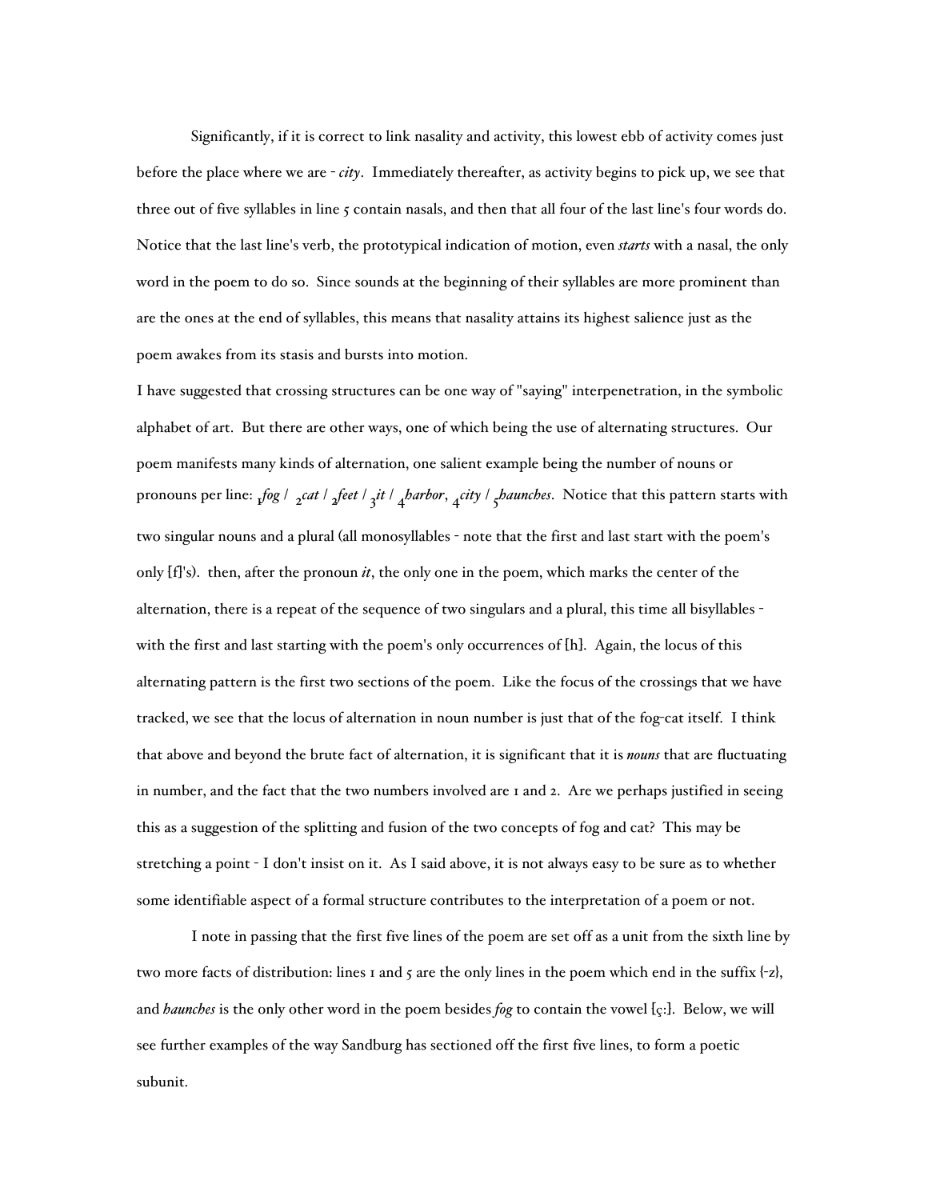Significantly, if it is correct to link nasality and activity, this lowest ebb of activity comes just before the place where we are - *city*. Immediately thereafter, as activity begins to pick up, we see that three out of five syllables in line 5 contain nasals, and then that all four of the last line's four words do. Notice that the last line's verb, the prototypical indication of motion, even ***starts*** with a nasal, the only word in the poem to do so. Since sounds at the beginning of their syllables are more prominent than are the ones at the end of syllables, this means that nasality attains its highest salience just as the poem awakes from its stasis and bursts into motion.

I have suggested that crossing structures can be one way of "saying" interpenetration, in the symbolic alphabet of art. But there are other ways, one of which being the use of alternating structures. Our poem manifests many kinds of alternation, one salient example being the number of nouns or pronouns per line: $_1$*fog* / $_2$*cat* / $_2$*feet* / $_3$*it* / $_4$*harbor*, $_4$*city* / $_5$*haunches*. Notice that this pattern starts with two singular nouns and a plural (all monosyllables - note that the first and last start with the poem's only [f]'s). then, after the pronoun *it*, the only one in the poem, which marks the center of the alternation, there is a repeat of the sequence of two singulars and a plural, this time all bisyllables - with the first and last starting with the poem's only occurrences of [h]. Again, the locus of this alternating pattern is the first two sections of the poem. Like the focus of the crossings that we have tracked, we see that the locus of alternation in noun number is just that of the fog-cat itself. I think that above and beyond the brute fact of alternation, it is significant that it is ***nouns*** that are fluctuating in number, and the fact that the two numbers involved are 1 and 2. Are we perhaps justified in seeing this as a suggestion of the splitting and fusion of the two concepts of fog and cat? This may be stretching a point - I don't insist on it. As I said above, it is not always easy to be sure as to whether some identifiable aspect of a formal structure contributes to the interpretation of a poem or not.

I note in passing that the first five lines of the poem are set off as a unit from the sixth line by two more facts of distribution: lines 1 and 5 are the only lines in the poem which end in the suffix {-z}, and *haunches* is the only other word in the poem besides *fog* to contain the vowel [ɔ:]. Below, we will see further examples of the way Sandburg has sectioned off the first five lines, to form a poetic subunit.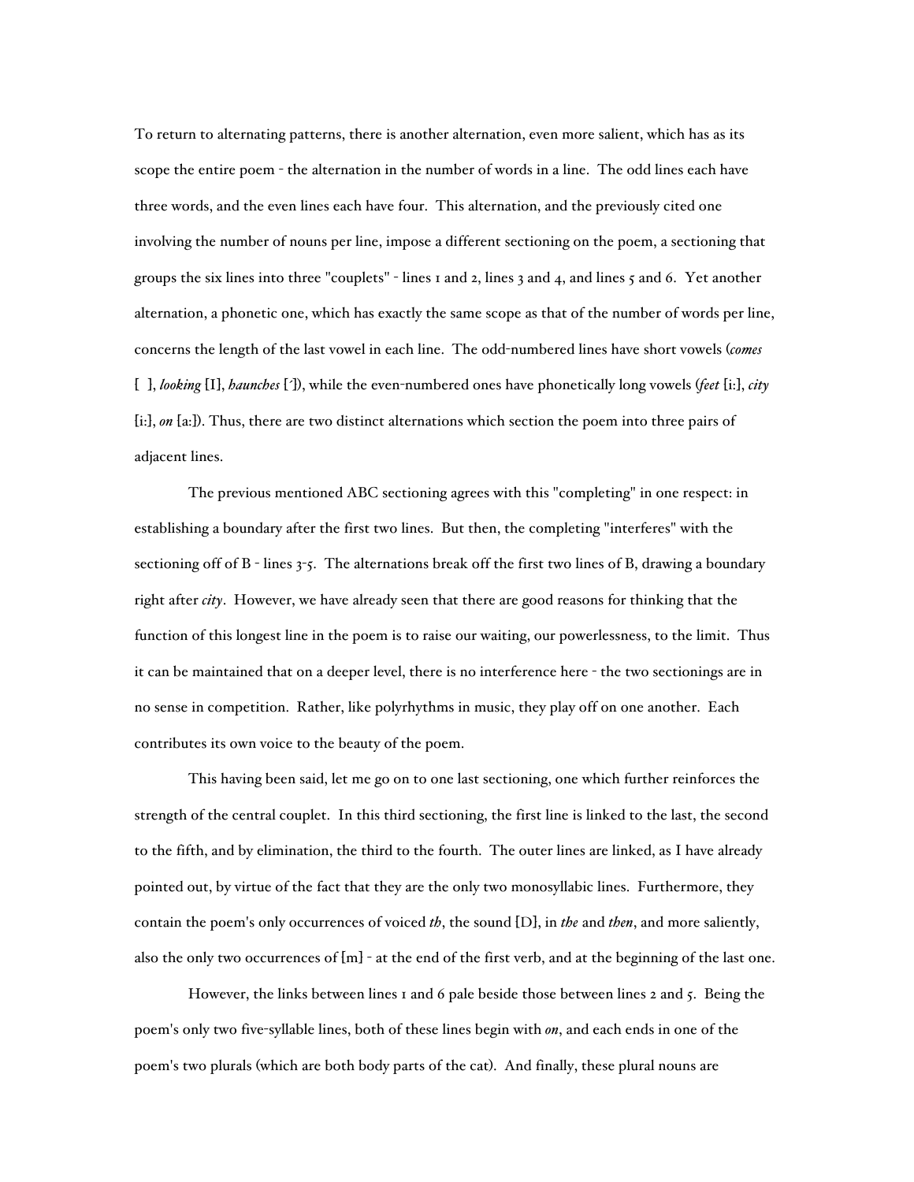To return to alternating patterns, there is another alternation, even more salient, which has as its scope the entire poem - the alternation in the number of words in a line. The odd lines each have three words, and the even lines each have four. This alternation, and the previously cited one involving the number of nouns per line, impose a different sectioning on the poem, a sectioning that groups the six lines into three "couplets" - lines 1 and 2, lines 3 and 4, and lines 5 and 6. Yet another alternation, a phonetic one, which has exactly the same scope as that of the number of words per line, concerns the length of the last vowel in each line. The odd-numbered lines have short vowels (*comes* [ ], *looking* [I], *haunches* [´]), while the even-numbered ones have phonetically long vowels (*feet* [i:], *city* [i:], *on* [a:]). Thus, there are two distinct alternations which section the poem into three pairs of adjacent lines.

The previous mentioned ABC sectioning agrees with this "completing" in one respect: in establishing a boundary after the first two lines. But then, the completing "interferes" with the sectioning off of B - lines 3-5. The alternations break off the first two lines of B, drawing a boundary right after *city*. However, we have already seen that there are good reasons for thinking that the function of this longest line in the poem is to raise our waiting, our powerlessness, to the limit. Thus it can be maintained that on a deeper level, there is no interference here - the two sectionings are in no sense in competition. Rather, like polyrhythms in music, they play off on one another. Each contributes its own voice to the beauty of the poem.

This having been said, let me go on to one last sectioning, one which further reinforces the strength of the central couplet. In this third sectioning, the first line is linked to the last, the second to the fifth, and by elimination, the third to the fourth. The outer lines are linked, as I have already pointed out, by virtue of the fact that they are the only two monosyllabic lines. Furthermore, they contain the poem's only occurrences of voiced *th*, the sound [D], in *the* and *then*, and more saliently, also the only two occurrences of [m] - at the end of the first verb, and at the beginning of the last one.

However, the links between lines 1 and 6 pale beside those between lines 2 and 5. Being the poem's only two five-syllable lines, both of these lines begin with *on*, and each ends in one of the poem's two plurals (which are both body parts of the cat). And finally, these plural nouns are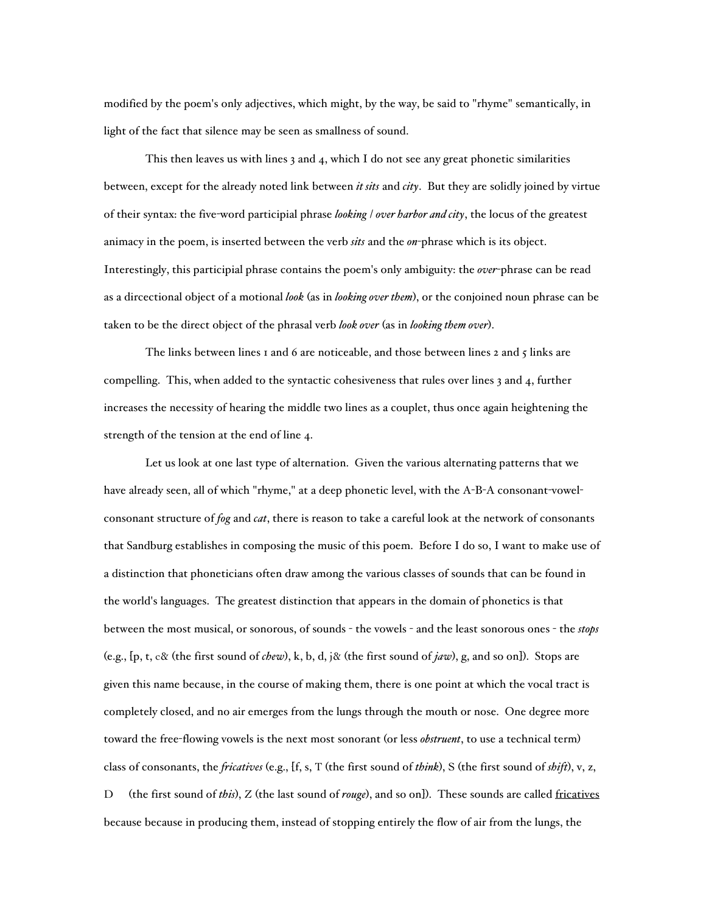modified by the poem's only adjectives, which might, by the way, be said to "rhyme" semantically, in light of the fact that silence may be seen as smallness of sound.

This then leaves us with lines 3 and 4, which I do not see any great phonetic similarities between, except for the already noted link between *it sits* and *city*. But they are solidly joined by virtue of their syntax: the five-word participial phrase *looking / over harbor and city*, the locus of the greatest animacy in the poem, is inserted between the verb *sits* and the *on*-phrase which is its object. Interestingly, this participial phrase contains the poem's only ambiguity: the *over*-phrase can be read as a dircectional object of a motional *look* (as in *looking over them*), or the conjoined noun phrase can be taken to be the direct object of the phrasal verb *look over* (as in *looking them over*).

The links between lines 1 and 6 are noticeable, and those between lines 2 and 5 links are compelling. This, when added to the syntactic cohesiveness that rules over lines 3 and 4, further increases the necessity of hearing the middle two lines as a couplet, thus once again heightening the strength of the tension at the end of line 4.

Let us look at one last type of alternation. Given the various alternating patterns that we have already seen, all of which "rhyme," at a deep phonetic level, with the A-B-A consonant-vowel-consonant structure of *fog* and *cat*, there is reason to take a careful look at the network of consonants that Sandburg establishes in composing the music of this poem. Before I do so, I want to make use of a distinction that phoneticians often draw among the various classes of sounds that can be found in the world's languages. The greatest distinction that appears in the domain of phonetics is that between the most musical, or sonorous, of sounds - the vowels - and the least sonorous ones - the *stops* (e.g., [p, t, c& (the first sound of *chew*), k, b, d, j& (the first sound of *jaw*), g, and so on]). Stops are given this name because, in the course of making them, there is one point at which the vocal tract is completely closed, and no air emerges from the lungs through the mouth or nose. One degree more toward the free-flowing vowels is the next most sonorant (or less *obstruent*, to use a technical term) class of consonants, the *fricatives* (e.g., [f, s, T (the first sound of *think*), S (the first sound of *shift*), v, z, D (the first sound of *this*), Z (the last sound of *rouge*), and so on]). These sounds are called <u>fricatives</u> because because in producing them, instead of stopping entirely the flow of air from the lungs, the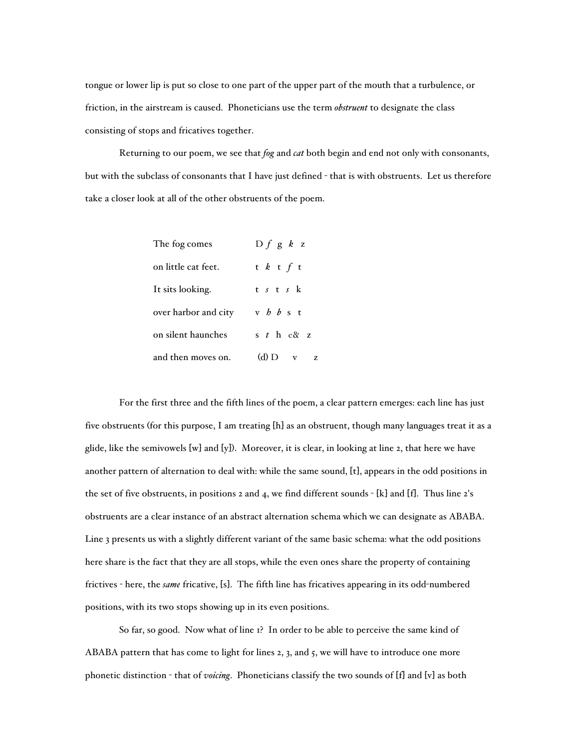tongue or lower lip is put so close to one part of the upper part of the mouth that a turbulence, or friction, in the airstream is caused. Phoneticians use the term ***obstruent*** to designate the class consisting of stops and fricatives together.

Returning to our poem, we see that *fog* and *cat* both begin and end not only with consonants, but with the subclass of consonants that I have just defined - that is with obstruents. Let us therefore take a closer look at all of the other obstruents of the poem.

| | |
|---|---|
| The fog comes | D *f* g *k* z |
| on little cat feet. | t *k* t *f* t |
| It sits looking. | t *s* t *s* k |
| over harbor and city | v *h* *b* s t |
| on silent haunches | s *t* h c& z |
| and then moves on. | (d) D v z |

For the first three and the fifth lines of the poem, a clear pattern emerges: each line has just five obstruents (for this purpose, I am treating [h] as an obstruent, though many languages treat it as a glide, like the semivowels [w] and [y]). Moreover, it is clear, in looking at line 2, that here we have another pattern of alternation to deal with: while the same sound, [t], appears in the odd positions in the set of five obstruents, in positions 2 and 4, we find different sounds - [k] and [f]. Thus line 2's obstruents are a clear instance of an abstract alternation schema which we can designate as ABABA. Line 3 presents us with a slightly different variant of the same basic schema: what the odd positions here share is the fact that they are all stops, while the even ones share the property of containing frictives - here, the ***same*** fricative, [s]. The fifth line has fricatives appearing in its odd-numbered positions, with its two stops showing up in its even positions.

So far, so good. Now what of line 1? In order to be able to perceive the same kind of ABABA pattern that has come to light for lines 2, 3, and 5, we will have to introduce one more phonetic distinction - that of *voicing*. Phoneticians classify the two sounds of [f] and [v] as both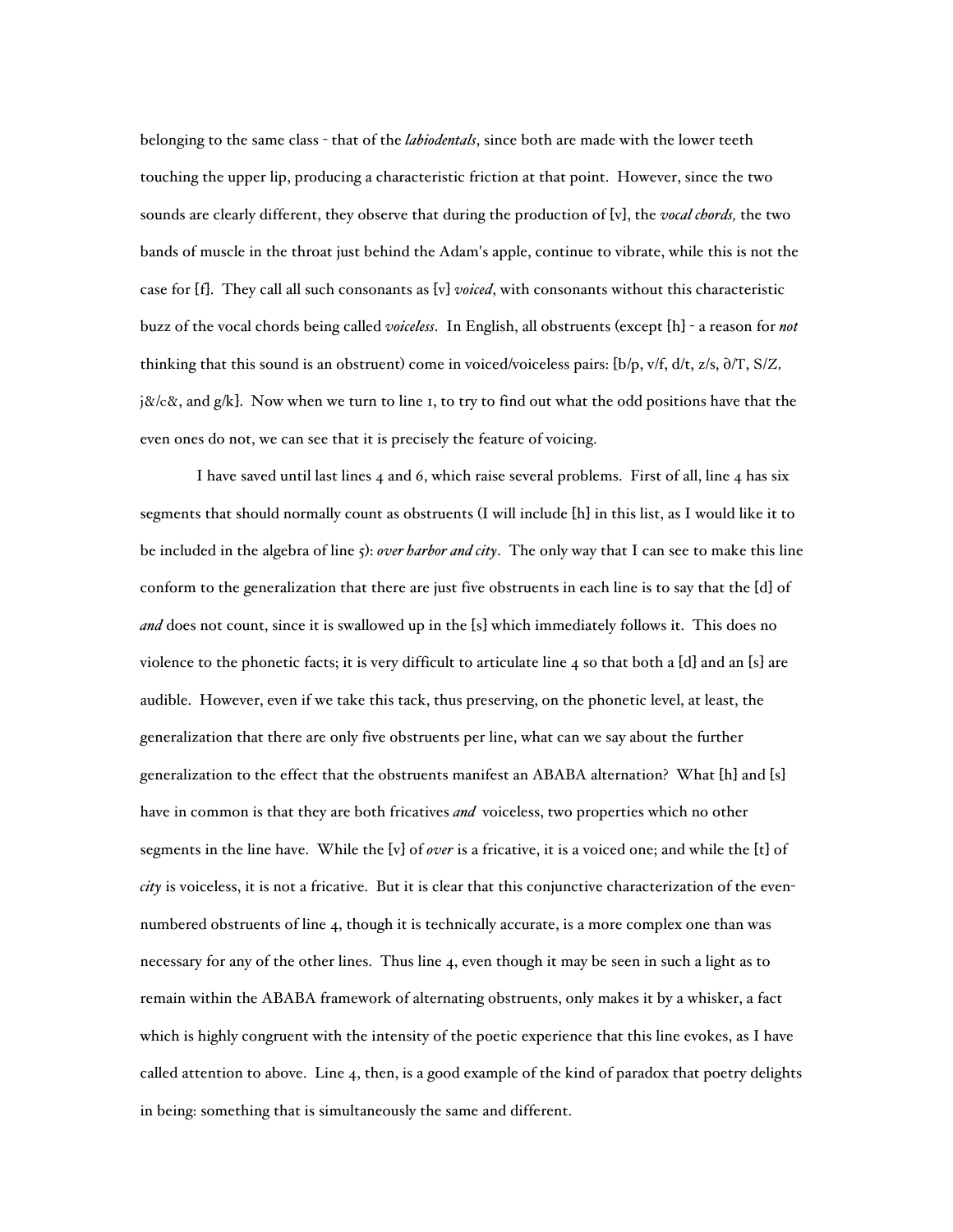belonging to the same class - that of the *labiodentals*, since both are made with the lower teeth touching the upper lip, producing a characteristic friction at that point. However, since the two sounds are clearly different, they observe that during the production of [v], the *vocal chords,* the two bands of muscle in the throat just behind the Adam's apple, continue to vibrate, while this is not the case for [f]. They call all such consonants as [v] *voiced*, with consonants without this characteristic buzz of the vocal chords being called *voiceless*. In English, all obstruents (except [h] - a reason for *not* thinking that this sound is an obstruent) come in voiced/voiceless pairs: [b/p, v/f, d/t, z/s, ∂/T, S/Z, j&/c&, and g/k]. Now when we turn to line 1, to try to find out what the odd positions have that the even ones do not, we can see that it is precisely the feature of voicing.

I have saved until last lines 4 and 6, which raise several problems. First of all, line 4 has six segments that should normally count as obstruents (I will include [h] in this list, as I would like it to be included in the algebra of line 5): *over harbor and city*. The only way that I can see to make this line conform to the generalization that there are just five obstruents in each line is to say that the [d] of *and* does not count, since it is swallowed up in the [s] which immediately follows it. This does no violence to the phonetic facts; it is very difficult to articulate line 4 so that both a [d] and an [s] are audible. However, even if we take this tack, thus preserving, on the phonetic level, at least, the generalization that there are only five obstruents per line, what can we say about the further generalization to the effect that the obstruents manifest an ABABA alternation? What [h] and [s] have in common is that they are both fricatives *and* voiceless, two properties which no other segments in the line have. While the [v] of *over* is a fricative, it is a voiced one; and while the [t] of *city* is voiceless, it is not a fricative. But it is clear that this conjunctive characterization of the even-numbered obstruents of line 4, though it is technically accurate, is a more complex one than was necessary for any of the other lines. Thus line 4, even though it may be seen in such a light as to remain within the ABABA framework of alternating obstruents, only makes it by a whisker, a fact which is highly congruent with the intensity of the poetic experience that this line evokes, as I have called attention to above. Line 4, then, is a good example of the kind of paradox that poetry delights in being: something that is simultaneously the same and different.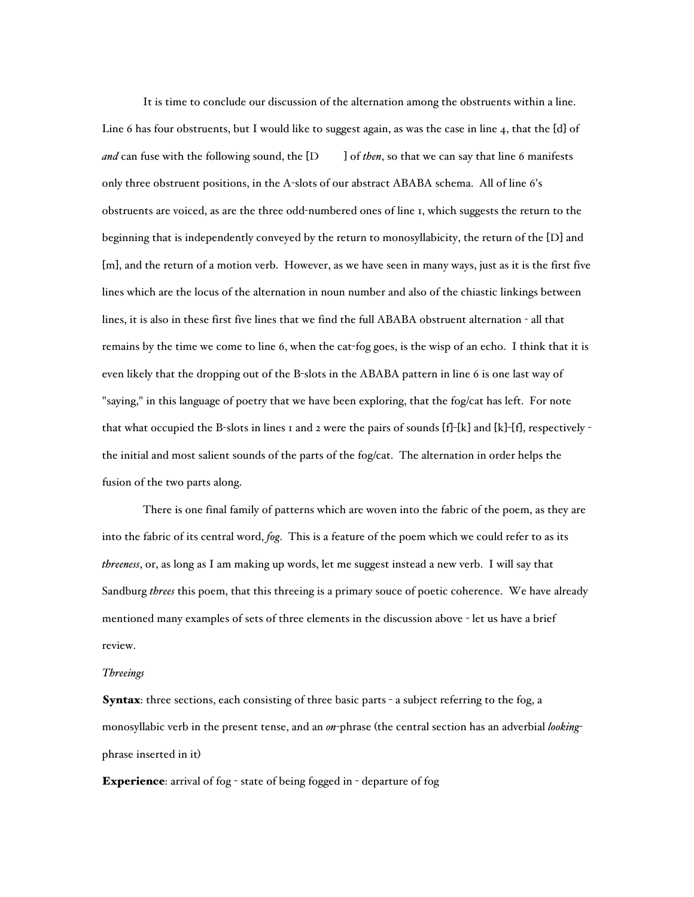It is time to conclude our discussion of the alternation among the obstruents within a line. Line 6 has four obstruents, but I would like to suggest again, as was the case in line 4, that the [d] of *and* can fuse with the following sound, the [D ] of *then*, so that we can say that line 6 manifests only three obstruent positions, in the A-slots of our abstract ABABA schema. All of line 6's obstruents are voiced, as are the three odd-numbered ones of line 1, which suggests the return to the beginning that is independently conveyed by the return to monosyllabicity, the return of the [D] and [m], and the return of a motion verb. However, as we have seen in many ways, just as it is the first five lines which are the locus of the alternation in noun number and also of the chiastic linkings between lines, it is also in these first five lines that we find the full ABABA obstruent alternation - all that remains by the time we come to line 6, when the cat-fog goes, is the wisp of an echo. I think that it is even likely that the dropping out of the B-slots in the ABABA pattern in line 6 is one last way of "saying," in this language of poetry that we have been exploring, that the fog/cat has left. For note that what occupied the B-slots in lines 1 and 2 were the pairs of sounds [f]-[k] and [k]-[f], respectively - the initial and most salient sounds of the parts of the fog/cat. The alternation in order helps the fusion of the two parts along.

There is one final family of patterns which are woven into the fabric of the poem, as they are into the fabric of its central word, *fog*. This is a feature of the poem which we could refer to as its *threeness*, or, as long as I am making up words, let me suggest instead a new verb. I will say that Sandburg *threes* this poem, that this threeing is a primary souce of poetic coherence. We have already mentioned many examples of sets of three elements in the discussion above - let us have a brief review.

*Threeings*

**Syntax**: three sections, each consisting of three basic parts - a subject referring to the fog, a monosyllabic verb in the present tense, and an *on*-phrase (the central section has an adverbial *looking*-phrase inserted in it)

**Experience**: arrival of fog - state of being fogged in - departure of fog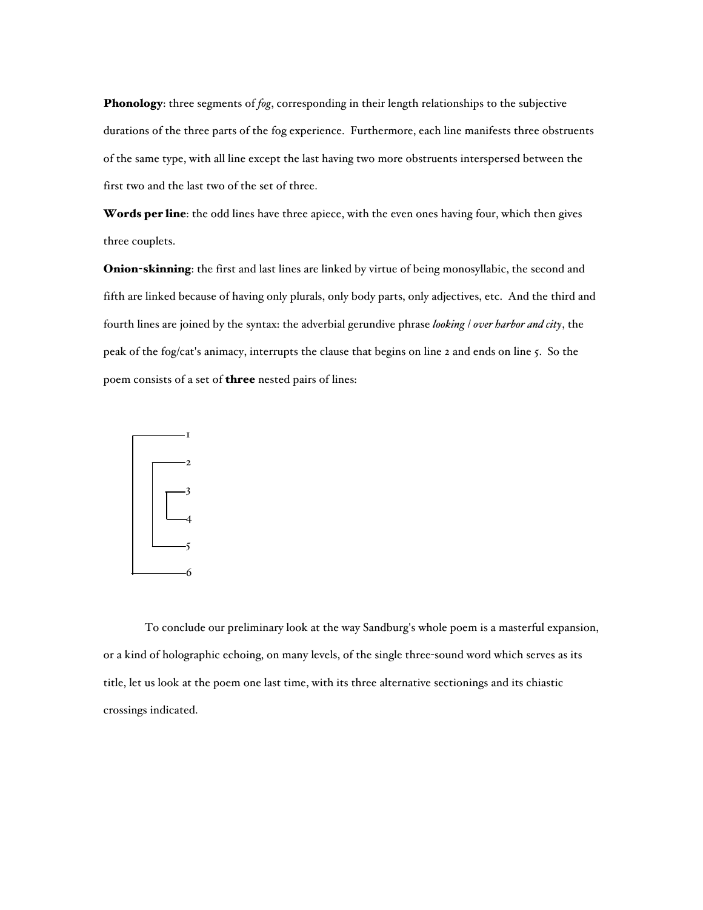**Phonology**: three segments of *fog*, corresponding in their length relationships to the subjective durations of the three parts of the fog experience. Furthermore, each line manifests three obstruents of the same type, with all line except the last having two more obstruents interspersed between the first two and the last two of the set of three.

**Words per line**: the odd lines have three apiece, with the even ones having four, which then gives three couplets.

**Onion-skinning**: the first and last lines are linked by virtue of being monosyllabic, the second and fifth are linked because of having only plurals, only body parts, only adjectives, etc. And the third and fourth lines are joined by the syntax: the adverbial gerundive phrase *looking / over harbor and city*, the peak of the fog/cat's animacy, interrupts the clause that begins on line 2 and ends on line 5. So the poem consists of a set of **three** nested pairs of lines:

```
┌──────── 1
│  ┌───── 2
│  │  ┌── 3
│  │  └── 4
│  └───── 5
└──────── 6
```

To conclude our preliminary look at the way Sandburg's whole poem is a masterful expansion, or a kind of holographic echoing, on many levels, of the single three-sound word which serves as its title, let us look at the poem one last time, with its three alternative sectionings and its chiastic crossings indicated.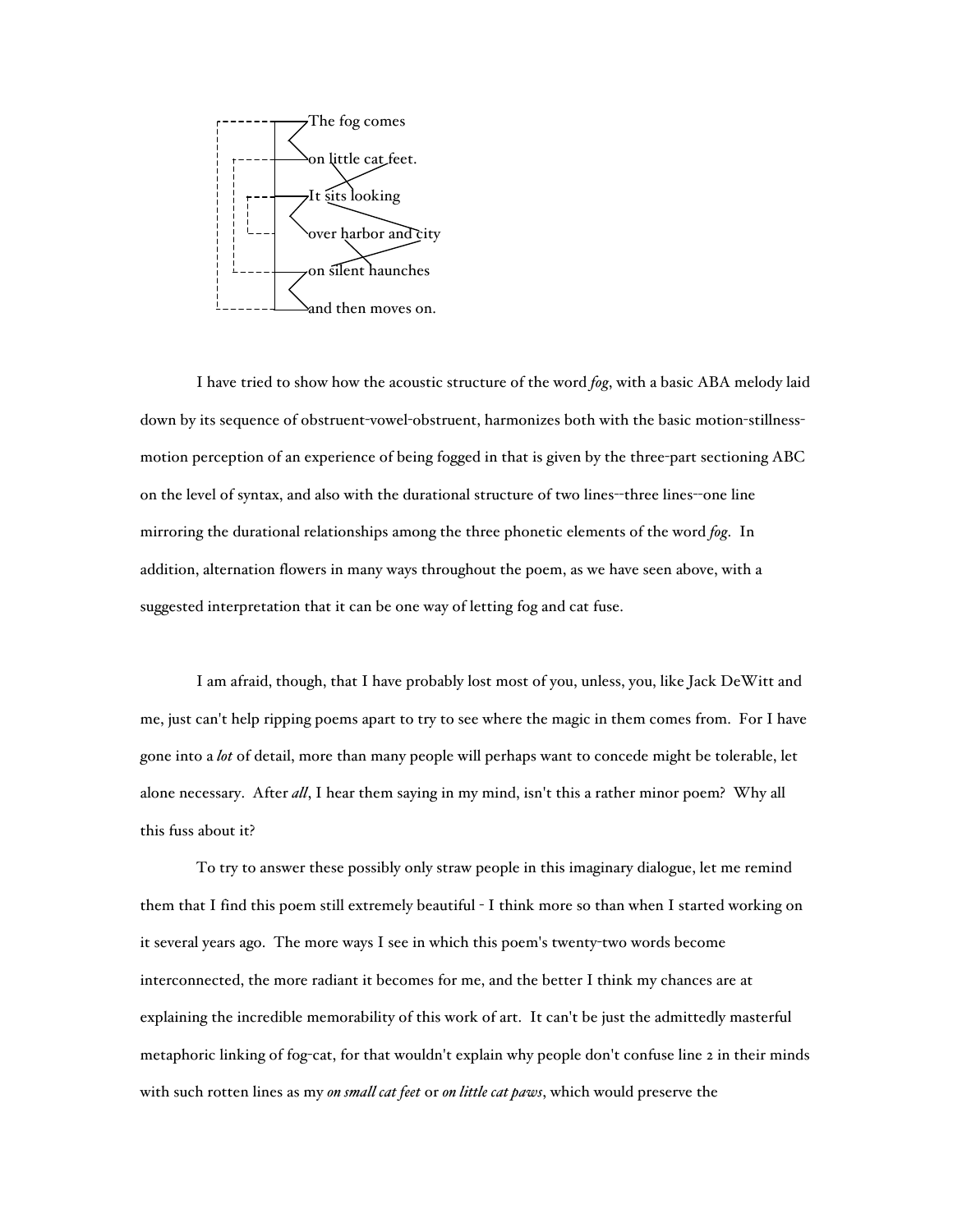The fog comes
on little cat feet.
It sits looking
over harbor and city
on silent haunches
and then moves on.

I have tried to show how the acoustic structure of the word *fog*, with a basic ABA melody laid down by its sequence of obstruent-vowel-obstruent, harmonizes both with the basic motion-stillness-motion perception of an experience of being fogged in that is given by the three-part sectioning ABC on the level of syntax, and also with the durational structure of two lines--three lines--one line mirroring the durational relationships among the three phonetic elements of the word *fog*. In addition, alternation flowers in many ways throughout the poem, as we have seen above, with a suggested interpretation that it can be one way of letting fog and cat fuse.

I am afraid, though, that I have probably lost most of you, unless, you, like Jack DeWitt and me, just can't help ripping poems apart to try to see where the magic in them comes from. For I have gone into a ***lot*** of detail, more than many people will perhaps want to concede might be tolerable, let alone necessary. After ***all***, I hear them saying in my mind, isn't this a rather minor poem? Why all this fuss about it?

To try to answer these possibly only straw people in this imaginary dialogue, let me remind them that I find this poem still extremely beautiful - I think more so than when I started working on it several years ago. The more ways I see in which this poem's twenty-two words become interconnected, the more radiant it becomes for me, and the better I think my chances are at explaining the incredible memorability of this work of art. It can't be just the admittedly masterful metaphoric linking of fog-cat, for that wouldn't explain why people don't confuse line 2 in their minds with such rotten lines as my *on small cat feet* or *on little cat paws*, which would preserve the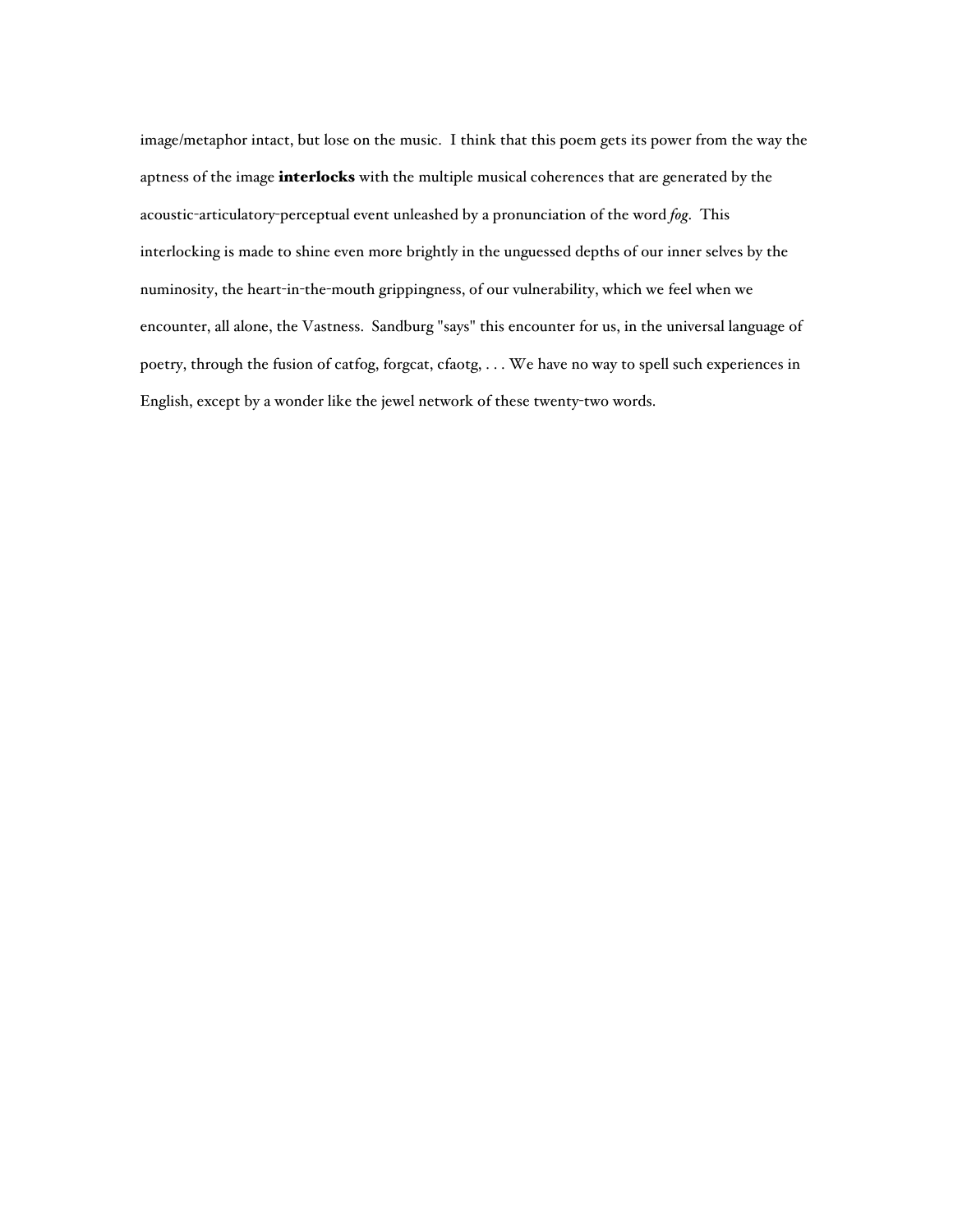image/metaphor intact, but lose on the music. I think that this poem gets its power from the way the aptness of the image **interlocks** with the multiple musical coherences that are generated by the acoustic-articulatory-perceptual event unleashed by a pronunciation of the word *fog*. This interlocking is made to shine even more brightly in the unguessed depths of our inner selves by the numinosity, the heart-in-the-mouth grippingness, of our vulnerability, which we feel when we encounter, all alone, the Vastness. Sandburg "says" this encounter for us, in the universal language of poetry, through the fusion of catfog, forgcat, cfaotg, . . . We have no way to spell such experiences in English, except by a wonder like the jewel network of these twenty-two words.